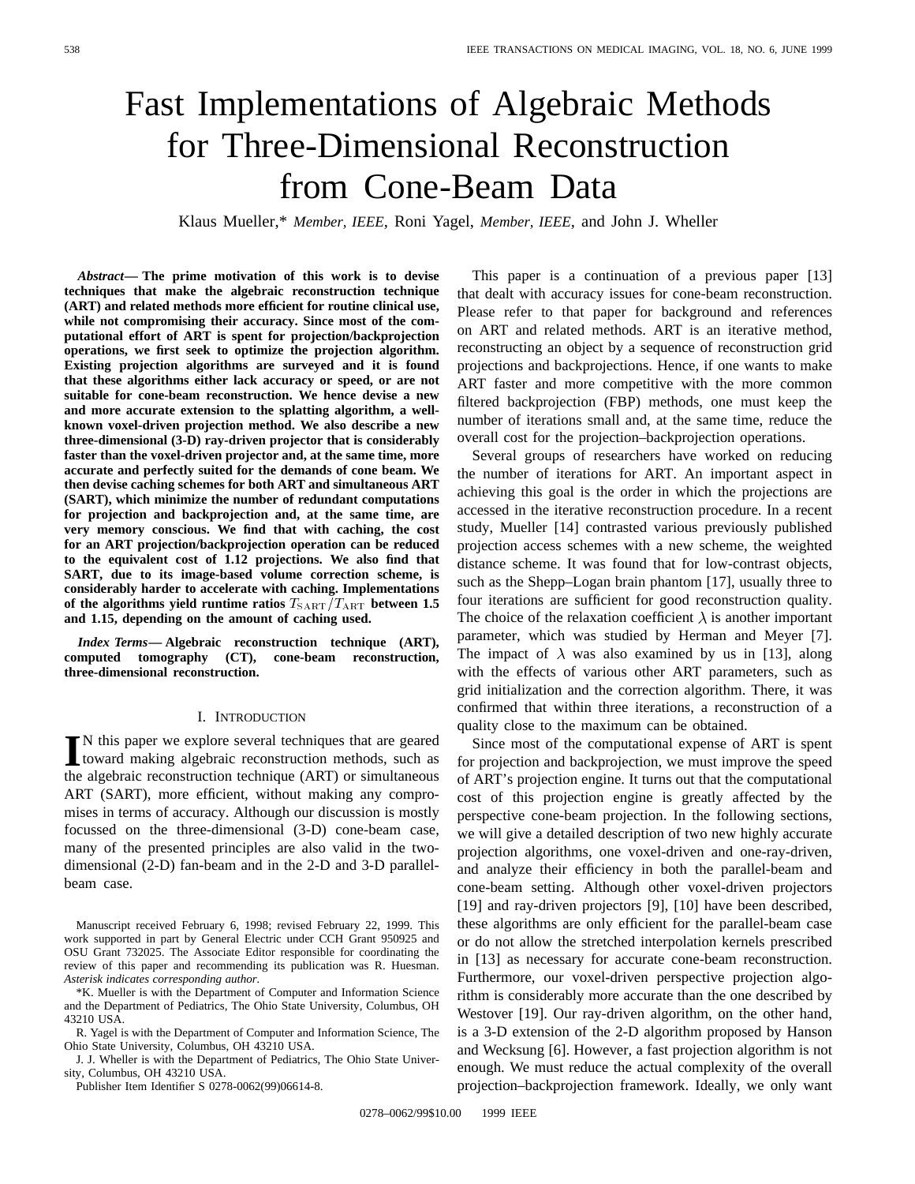# Fast Implementations of Algebraic Methods for Three-Dimensional Reconstruction from Cone-Beam Data

Klaus Mueller,* *Member, IEEE*, Roni Yagel, *Member, IEEE*, and John J. Wheller

***Abstract*— The prime motivation of this work is to devise techniques that make the algebraic reconstruction technique (ART) and related methods more efficient for routine clinical use, while not compromising their accuracy. Since most of the computational effort of ART is spent for projection/backprojection operations, we first seek to optimize the projection algorithm. Existing projection algorithms are surveyed and it is found that these algorithms either lack accuracy or speed, or are not suitable for cone-beam reconstruction. We hence devise a new and more accurate extension to the splatting algorithm, a well-known voxel-driven projection method. We also describe a new three-dimensional (3-D) ray-driven projector that is considerably faster than the voxel-driven projector and, at the same time, more accurate and perfectly suited for the demands of cone beam. We then devise caching schemes for both ART and simultaneous ART (SART), which minimize the number of redundant computations for projection and backprojection and, at the same time, are very memory conscious. We find that with caching, the cost for an ART projection/backprojection operation can be reduced to the equivalent cost of 1.12 projections. We also find that SART, due to its image-based volume correction scheme, is considerably harder to accelerate with caching. Implementations of the algorithms yield runtime ratios $T_{\mathrm{SART}}/T_{\mathrm{ART}}$ between 1.5 and 1.15, depending on the amount of caching used.**

***Index Terms*— Algebraic reconstruction technique (ART), computed tomography (CT), cone-beam reconstruction, three-dimensional reconstruction.**

## I. Introduction

In this paper we explore several techniques that are geared toward making algebraic reconstruction methods, such as the algebraic reconstruction technique (ART) or simultaneous ART (SART), more efficient, without making any compromises in terms of accuracy. Although our discussion is mostly focussed on the three-dimensional (3-D) cone-beam case, many of the presented principles are also valid in the two-dimensional (2-D) fan-beam and in the 2-D and 3-D parallel-beam case.

Manuscript received February 6, 1998; revised February 22, 1999. This work supported in part by General Electric under CCH Grant 950925 and OSU Grant 732025. The Associate Editor responsible for coordinating the review of this paper and recommending its publication was R. Huesman. *Asterisk indicates corresponding author.*

*K. Mueller is with the Department of Computer and Information Science and the Department of Pediatrics, The Ohio State University, Columbus, OH 43210 USA.

R. Yagel is with the Department of Computer and Information Science, The Ohio State University, Columbus, OH 43210 USA.

J. J. Wheller is with the Department of Pediatrics, The Ohio State University, Columbus, OH 43210 USA.

Publisher Item Identifier S 0278-0062(99)06614-8.

This paper is a continuation of a previous paper [13] that dealt with accuracy issues for cone-beam reconstruction. Please refer to that paper for background and references on ART and related methods. ART is an iterative method, reconstructing an object by a sequence of reconstruction grid projections and backprojections. Hence, if one wants to make ART faster and more competitive with the more common filtered backprojection (FBP) methods, one must keep the number of iterations small and, at the same time, reduce the overall cost for the projection–backprojection operations.

Several groups of researchers have worked on reducing the number of iterations for ART. An important aspect in achieving this goal is the order in which the projections are accessed in the iterative reconstruction procedure. In a recent study, Mueller [14] contrasted various previously published projection access schemes with a new scheme, the weighted distance scheme. It was found that for low-contrast objects, such as the Shepp–Logan brain phantom [17], usually three to four iterations are sufficient for good reconstruction quality. The choice of the relaxation coefficient $\lambda$ is another important parameter, which was studied by Herman and Meyer [7]. The impact of $\lambda$ was also examined by us in [13], along with the effects of various other ART parameters, such as grid initialization and the correction algorithm. There, it was confirmed that within three iterations, a reconstruction of a quality close to the maximum can be obtained.

Since most of the computational expense of ART is spent for projection and backprojection, we must improve the speed of ART's projection engine. It turns out that the computational cost of this projection engine is greatly affected by the perspective cone-beam projection. In the following sections, we will give a detailed description of two new highly accurate projection algorithms, one voxel-driven and one-ray-driven, and analyze their efficiency in both the parallel-beam and cone-beam setting. Although other voxel-driven projectors [19] and ray-driven projectors [9], [10] have been described, these algorithms are only efficient for the parallel-beam case or do not allow the stretched interpolation kernels prescribed in [13] as necessary for accurate cone-beam reconstruction. Furthermore, our voxel-driven perspective projection algorithm is considerably more accurate than the one described by Westover [19]. Our ray-driven algorithm, on the other hand, is a 3-D extension of the 2-D algorithm proposed by Hanson and Wecksung [6]. However, a fast projection algorithm is not enough. We must reduce the actual complexity of the overall projection–backprojection framework. Ideally, we only want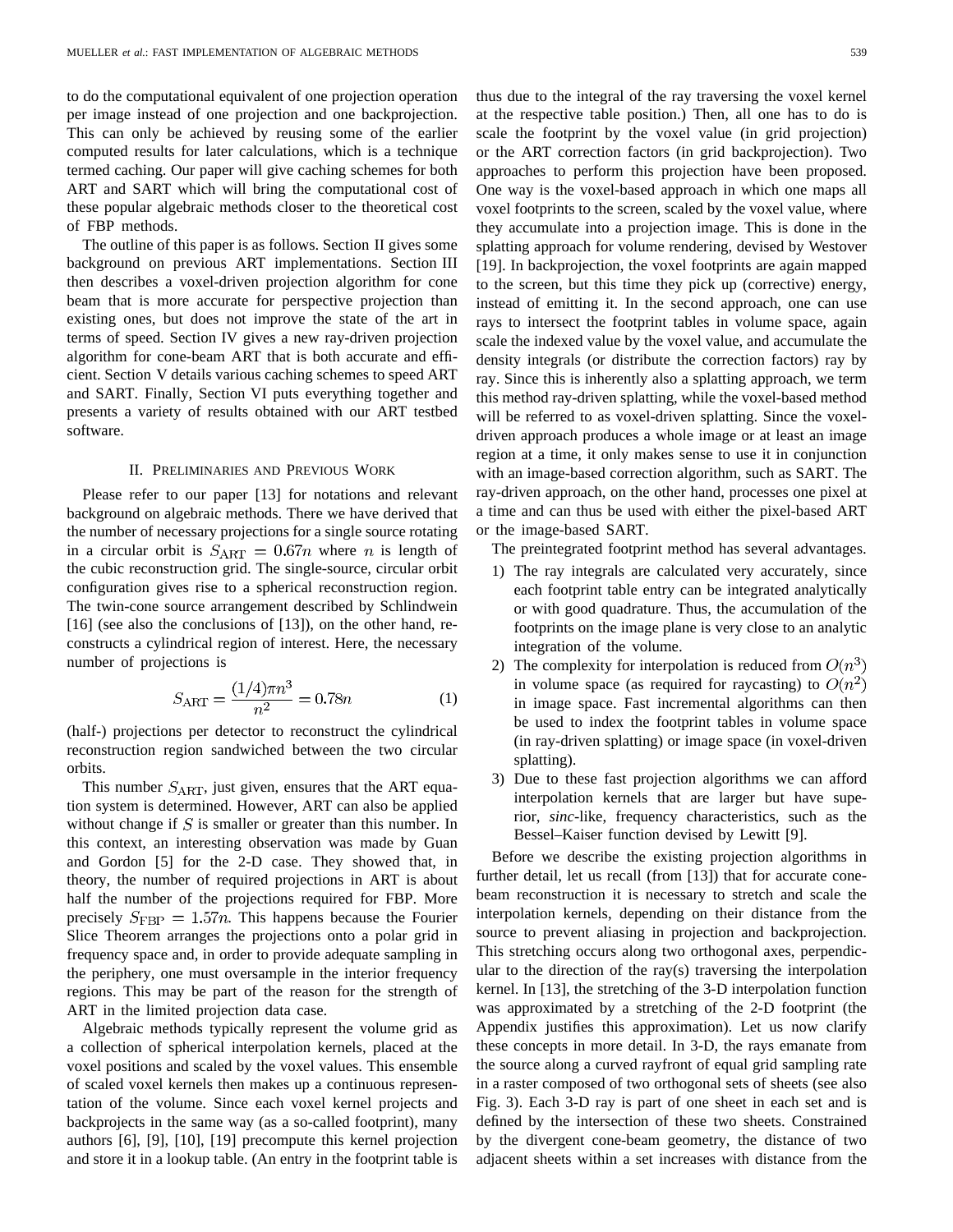to do the computational equivalent of one projection operation per image instead of one projection and one backprojection. This can only be achieved by reusing some of the earlier computed results for later calculations, which is a technique termed caching. Our paper will give caching schemes for both ART and SART which will bring the computational cost of these popular algebraic methods closer to the theoretical cost of FBP methods.

The outline of this paper is as follows. Section II gives some background on previous ART implementations. Section III then describes a voxel-driven projection algorithm for cone beam that is more accurate for perspective projection than existing ones, but does not improve the state of the art in terms of speed. Section IV gives a new ray-driven projection algorithm for cone-beam ART that is both accurate and efficient. Section V details various caching schemes to speed ART and SART. Finally, Section VI puts everything together and presents a variety of results obtained with our ART testbed software.

## II. Preliminaries and Previous Work

Please refer to our paper [13] for notations and relevant background on algebraic methods. There we have derived that the number of necessary projections for a single source rotating in a circular orbit is $S_{\text{ART}} = 0.67n$ where $n$ is length of the cubic reconstruction grid. The single-source, circular orbit configuration gives rise to a spherical reconstruction region. The twin-cone source arrangement described by Schlindwein [16] (see also the conclusions of [13]), on the other hand, reconstructs a cylindrical region of interest. Here, the necessary number of projections is

$$S_{\text{ART}} = \frac{(1/4)\pi n^3}{n^2} = 0.78n \tag{1}$$

(half-) projections per detector to reconstruct the cylindrical reconstruction region sandwiched between the two circular orbits.

This number $S_{\text{ART}}$, just given, ensures that the ART equation system is determined. However, ART can also be applied without change if $S$ is smaller or greater than this number. In this context, an interesting observation was made by Guan and Gordon [5] for the 2-D case. They showed that, in theory, the number of required projections in ART is about half the number of the projections required for FBP. More precisely $S_{\text{FBP}} = 1.57n$. This happens because the Fourier Slice Theorem arranges the projections onto a polar grid in frequency space and, in order to provide adequate sampling in the periphery, one must oversample in the interior frequency regions. This may be part of the reason for the strength of ART in the limited projection data case.

Algebraic methods typically represent the volume grid as a collection of spherical interpolation kernels, placed at the voxel positions and scaled by the voxel values. This ensemble of scaled voxel kernels then makes up a continuous representation of the volume. Since each voxel kernel projects and backprojects in the same way (as a so-called footprint), many authors [6], [9], [10], [19] precompute this kernel projection and store it in a lookup table. (An entry in the footprint table is thus due to the integral of the ray traversing the voxel kernel at the respective table position.) Then, all one has to do is scale the footprint by the voxel value (in grid projection) or the ART correction factors (in grid backprojection). Two approaches to perform this projection have been proposed. One way is the voxel-based approach in which one maps all voxel footprints to the screen, scaled by the voxel value, where they accumulate into a projection image. This is done in the splatting approach for volume rendering, devised by Westover [19]. In backprojection, the voxel footprints are again mapped to the screen, but this time they pick up (corrective) energy, instead of emitting it. In the second approach, one can use rays to intersect the footprint tables in volume space, again scale the indexed value by the voxel value, and accumulate the density integrals (or distribute the correction factors) ray by ray. Since this is inherently also a splatting approach, we term this method ray-driven splatting, while the voxel-based method will be referred to as voxel-driven splatting. Since the voxel-driven approach produces a whole image or at least an image region at a time, it only makes sense to use it in conjunction with an image-based correction algorithm, such as SART. The ray-driven approach, on the other hand, processes one pixel at a time and can thus be used with either the pixel-based ART or the image-based SART.

The preintegrated footprint method has several advantages.

1) The ray integrals are calculated very accurately, since each footprint table entry can be integrated analytically or with good quadrature. Thus, the accumulation of the footprints on the image plane is very close to an analytic integration of the volume.
2) The complexity for interpolation is reduced from $O(n^3)$ in volume space (as required for raycasting) to $O(n^2)$ in image space. Fast incremental algorithms can then be used to index the footprint tables in volume space (in ray-driven splatting) or image space (in voxel-driven splatting).
3) Due to these fast projection algorithms we can afford interpolation kernels that are larger but have superior, *sinc*-like, frequency characteristics, such as the Bessel–Kaiser function devised by Lewitt [9].

Before we describe the existing projection algorithms in further detail, let us recall (from [13]) that for accurate cone-beam reconstruction it is necessary to stretch and scale the interpolation kernels, depending on their distance from the source to prevent aliasing in projection and backprojection. This stretching occurs along two orthogonal axes, perpendicular to the direction of the ray(s) traversing the interpolation kernel. In [13], the stretching of the 3-D interpolation function was approximated by a stretching of the 2-D footprint (the Appendix justifies this approximation). Let us now clarify these concepts in more detail. In 3-D, the rays emanate from the source along a curved rayfront of equal grid sampling rate in a raster composed of two orthogonal sets of sheets (see also Fig. 3). Each 3-D ray is part of one sheet in each set and is defined by the intersection of these two sheets. Constrained by the divergent cone-beam geometry, the distance of two adjacent sheets within a set increases with distance from the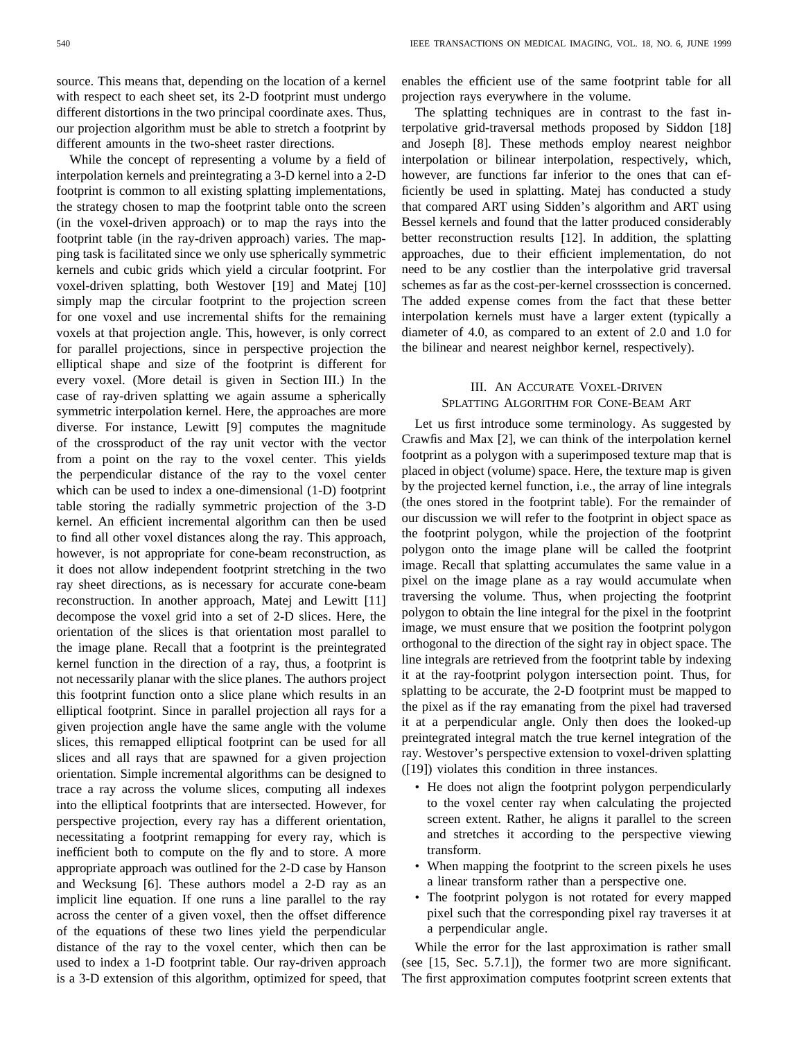source. This means that, depending on the location of a kernel with respect to each sheet set, its 2-D footprint must undergo different distortions in the two principal coordinate axes. Thus, our projection algorithm must be able to stretch a footprint by different amounts in the two-sheet raster directions.

While the concept of representing a volume by a field of interpolation kernels and preintegrating a 3-D kernel into a 2-D footprint is common to all existing splatting implementations, the strategy chosen to map the footprint table onto the screen (in the voxel-driven approach) or to map the rays into the footprint table (in the ray-driven approach) varies. The mapping task is facilitated since we only use spherically symmetric kernels and cubic grids which yield a circular footprint. For voxel-driven splatting, both Westover [19] and Matej [10] simply map the circular footprint to the projection screen for one voxel and use incremental shifts for the remaining voxels at that projection angle. This, however, is only correct for parallel projections, since in perspective projection the elliptical shape and size of the footprint is different for every voxel. (More detail is given in Section III.) In the case of ray-driven splatting we again assume a spherically symmetric interpolation kernel. Here, the approaches are more diverse. For instance, Lewitt [9] computes the magnitude of the crossproduct of the ray unit vector with the vector from a point on the ray to the voxel center. This yields the perpendicular distance of the ray to the voxel center which can be used to index a one-dimensional (1-D) footprint table storing the radially symmetric projection of the 3-D kernel. An efficient incremental algorithm can then be used to find all other voxel distances along the ray. This approach, however, is not appropriate for cone-beam reconstruction, as it does not allow independent footprint stretching in the two ray sheet directions, as is necessary for accurate cone-beam reconstruction. In another approach, Matej and Lewitt [11] decompose the voxel grid into a set of 2-D slices. Here, the orientation of the slices is that orientation most parallel to the image plane. Recall that a footprint is the preintegrated kernel function in the direction of a ray, thus, a footprint is not necessarily planar with the slice planes. The authors project this footprint function onto a slice plane which results in an elliptical footprint. Since in parallel projection all rays for a given projection angle have the same angle with the volume slices, this remapped elliptical footprint can be used for all slices and all rays that are spawned for a given projection orientation. Simple incremental algorithms can be designed to trace a ray across the volume slices, computing all indexes into the elliptical footprints that are intersected. However, for perspective projection, every ray has a different orientation, necessitating a footprint remapping for every ray, which is inefficient both to compute on the fly and to store. A more appropriate approach was outlined for the 2-D case by Hanson and Wecksung [6]. These authors model a 2-D ray as an implicit line equation. If one runs a line parallel to the ray across the center of a given voxel, then the offset difference of the equations of these two lines yield the perpendicular distance of the ray to the voxel center, which then can be used to index a 1-D footprint table. Our ray-driven approach is a 3-D extension of this algorithm, optimized for speed, that enables the efficient use of the same footprint table for all projection rays everywhere in the volume.

The splatting techniques are in contrast to the fast interpolative grid-traversal methods proposed by Siddon [18] and Joseph [8]. These methods employ nearest neighbor interpolation or bilinear interpolation, respectively, which, however, are functions far inferior to the ones that can efficiently be used in splatting. Matej has conducted a study that compared ART using Sidden's algorithm and ART using Bessel kernels and found that the latter produced considerably better reconstruction results [12]. In addition, the splatting approaches, due to their efficient implementation, do not need to be any costlier than the interpolative grid traversal schemes as far as the cost-per-kernel crosssection is concerned. The added expense comes from the fact that these better interpolation kernels must have a larger extent (typically a diameter of 4.0, as compared to an extent of 2.0 and 1.0 for the bilinear and nearest neighbor kernel, respectively).

## III. An Accurate Voxel-Driven Splatting Algorithm for Cone-Beam ART

Let us first introduce some terminology. As suggested by Crawfis and Max [2], we can think of the interpolation kernel footprint as a polygon with a superimposed texture map that is placed in object (volume) space. Here, the texture map is given by the projected kernel function, i.e., the array of line integrals (the ones stored in the footprint table). For the remainder of our discussion we will refer to the footprint in object space as the footprint polygon, while the projection of the footprint polygon onto the image plane will be called the footprint image. Recall that splatting accumulates the same value in a pixel on the image plane as a ray would accumulate when traversing the volume. Thus, when projecting the footprint polygon to obtain the line integral for the pixel in the footprint image, we must ensure that we position the footprint polygon orthogonal to the direction of the sight ray in object space. The line integrals are retrieved from the footprint table by indexing it at the ray-footprint polygon intersection point. Thus, for splatting to be accurate, the 2-D footprint must be mapped to the pixel as if the ray emanating from the pixel had traversed it at a perpendicular angle. Only then does the looked-up preintegrated integral match the true kernel integration of the ray. Westover's perspective extension to voxel-driven splatting ([19]) violates this condition in three instances.

- He does not align the footprint polygon perpendicularly to the voxel center ray when calculating the projected screen extent. Rather, he aligns it parallel to the screen and stretches it according to the perspective viewing transform.
- When mapping the footprint to the screen pixels he uses a linear transform rather than a perspective one.
- The footprint polygon is not rotated for every mapped pixel such that the corresponding pixel ray traverses it at a perpendicular angle.

While the error for the last approximation is rather small (see [15, Sec. 5.7.1]), the former two are more significant. The first approximation computes footprint screen extents that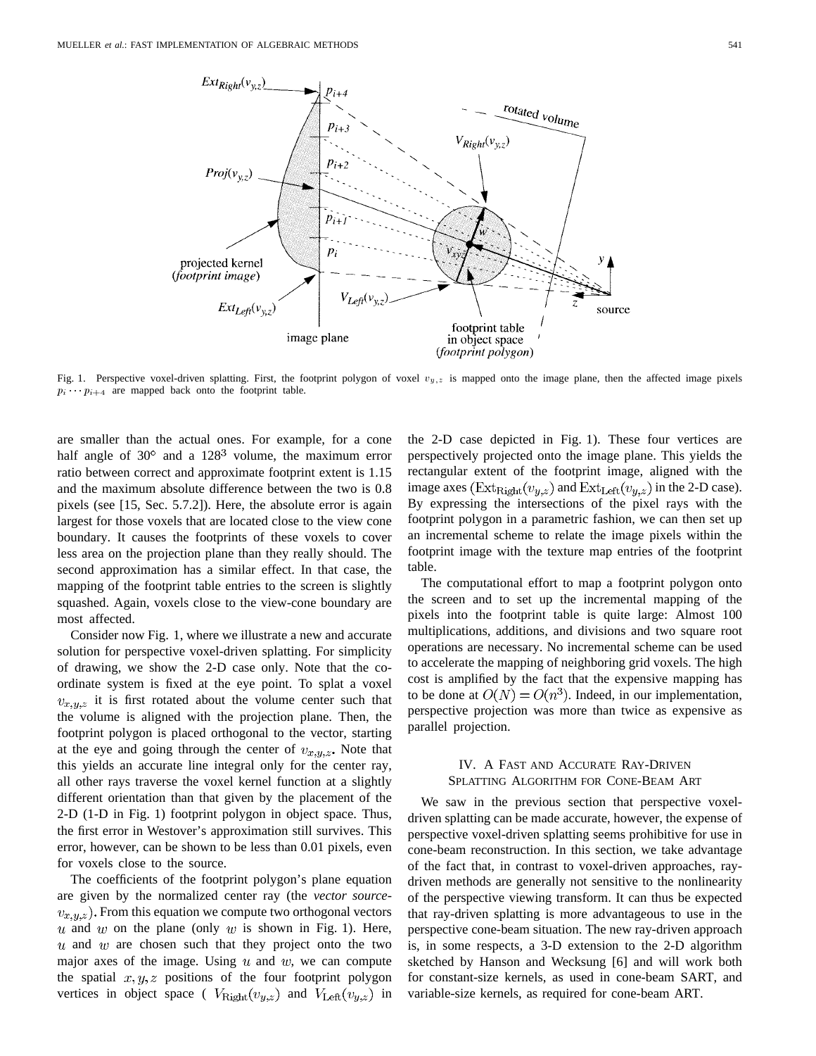Fig. 1. Perspective voxel-driven splatting. First, the footprint polygon of voxel $v_{y,z}$ is mapped onto the image plane, then the affected image pixels $p_i \cdots p_{i+4}$ are mapped back onto the footprint table.

are smaller than the actual ones. For example, for a cone half angle of 30° and a $128^3$ volume, the maximum error ratio between correct and approximate footprint extent is 1.15 and the maximum absolute difference between the two is 0.8 pixels (see [15, Sec. 5.7.2]). Here, the absolute error is again largest for those voxels that are located close to the view cone boundary. It causes the footprints of these voxels to cover less area on the projection plane than they really should. The second approximation has a similar effect. In that case, the mapping of the footprint table entries to the screen is slightly squashed. Again, voxels close to the view-cone boundary are most affected.

Consider now Fig. 1, where we illustrate a new and accurate solution for perspective voxel-driven splatting. For simplicity of drawing, we show the 2-D case only. Note that the coordinate system is fixed at the eye point. To splat a voxel $v_{x,y,z}$ it is first rotated about the volume center such that the volume is aligned with the projection plane. Then, the footprint polygon is placed orthogonal to the vector, starting at the eye and going through the center of $v_{x,y,z}$. Note that this yields an accurate line integral only for the center ray, all other rays traverse the voxel kernel function at a slightly different orientation than that given by the placement of the 2-D (1-D in Fig. 1) footprint polygon in object space. Thus, the first error in Westover's approximation still survives. This error, however, can be shown to be less than 0.01 pixels, even for voxels close to the source.

The coefficients of the footprint polygon's plane equation are given by the normalized center ray (the *vector source-$v_{x,y,z}$*). From this equation we compute two orthogonal vectors $u$ and $w$ on the plane (only $w$ is shown in Fig. 1). Here, $u$ and $w$ are chosen such that they project onto the two major axes of the image. Using $u$ and $w$, we can compute the spatial $x, y, z$ positions of the four footprint polygon vertices in object space ( $V_{\text{Right}}(v_{y,z})$ and $V_{\text{Left}}(v_{y,z})$ in the 2-D case depicted in Fig. 1). These four vertices are perspectively projected onto the image plane. This yields the rectangular extent of the footprint image, aligned with the image axes ($\text{Ext}_{\text{Right}}(v_{y,z})$ and $\text{Ext}_{\text{Left}}(v_{y,z})$ in the 2-D case). By expressing the intersections of the pixel rays with the footprint polygon in a parametric fashion, we can then set up an incremental scheme to relate the image pixels within the footprint image with the texture map entries of the footprint table.

The computational effort to map a footprint polygon onto the screen and to set up the incremental mapping of the pixels into the footprint table is quite large: Almost 100 multiplications, additions, and divisions and two square root operations are necessary. No incremental scheme can be used to accelerate the mapping of neighboring grid voxels. The high cost is amplified by the fact that the expensive mapping has to be done at $O(N) = O(n^3)$. Indeed, in our implementation, perspective projection was more than twice as expensive as parallel projection.

## IV. A Fast and Accurate Ray-Driven Splatting Algorithm for Cone-Beam ART

We saw in the previous section that perspective voxel-driven splatting can be made accurate, however, the expense of perspective voxel-driven splatting seems prohibitive for use in cone-beam reconstruction. In this section, we take advantage of the fact that, in contrast to voxel-driven approaches, ray-driven methods are generally not sensitive to the nonlinearity of the perspective viewing transform. It can thus be expected that ray-driven splatting is more advantageous to use in the perspective cone-beam situation. The new ray-driven approach is, in some respects, a 3-D extension to the 2-D algorithm sketched by Hanson and Wecksung [6] and will work both for constant-size kernels, as used in cone-beam SART, and variable-size kernels, as required for cone-beam ART.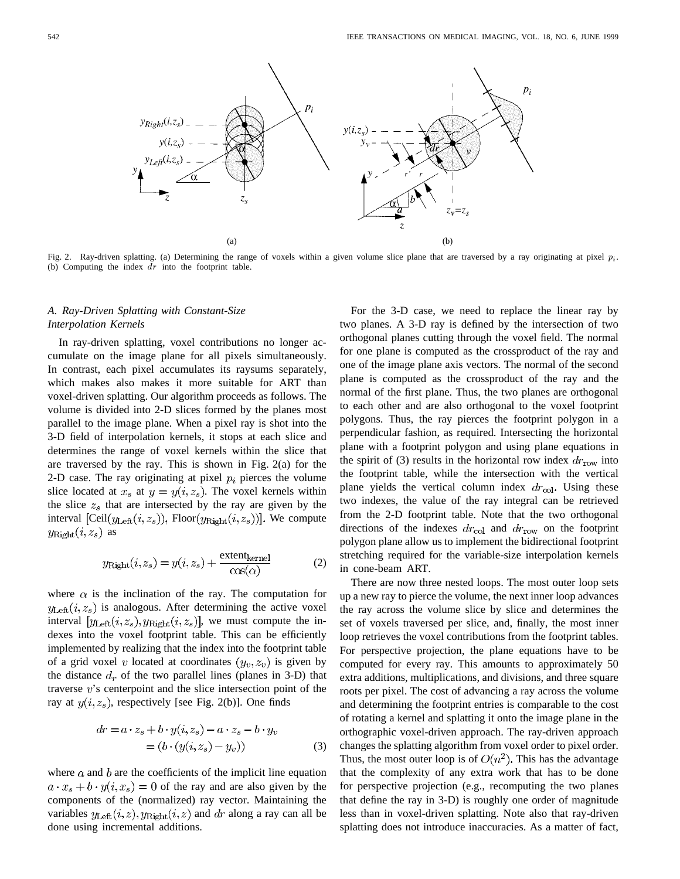Fig. 2. Ray-driven splatting. (a) Determining the range of voxels within a given volume slice plane that are traversed by a ray originating at pixel $p_i$. (b) Computing the index $dr$ into the footprint table.

### A. Ray-Driven Splatting with Constant-Size Interpolation Kernels

In ray-driven splatting, voxel contributions no longer accumulate on the image plane for all pixels simultaneously. In contrast, each pixel accumulates its raysums separately, which makes also makes it more suitable for ART than voxel-driven splatting. Our algorithm proceeds as follows. The volume is divided into 2-D slices formed by the planes most parallel to the image plane. When a pixel ray is shot into the 3-D field of interpolation kernels, it stops at each slice and determines the range of voxel kernels within the slice that are traversed by the ray. This is shown in Fig. 2(a) for the 2-D case. The ray originating at pixel $p_i$ pierces the volume slice located at $x_s$ at $y = y(i, z_s)$. The voxel kernels within the slice $z_s$ that are intersected by the ray are given by the interval $[\text{Ceil}(y_{\text{Left}}(i, z_s)),\ \text{Floor}(y_{\text{Right}}(i, z_s))]$. We compute $y_{\text{Right}}(i, z_s)$ as

$$y_{\text{Right}}(i, z_s) = y(i, z_s) + \frac{\text{extent}_{\text{kernel}}}{\cos(\alpha)} \quad (2)$$

where $\alpha$ is the inclination of the ray. The computation for $y_{\text{Left}}(i, z_s)$ is analogous. After determining the active voxel interval $[y_{\text{Left}}(i, z_s), y_{\text{Right}}(i, z_s)]$, we must compute the indexes into the voxel footprint table. This can be efficiently implemented by realizing that the index into the footprint table of a grid voxel $v$ located at coordinates $(y_v, z_v)$ is given by the distance $d_r$ of the two parallel lines (planes in 3-D) that traverse $v$'s centerpoint and the slice intersection point of the ray at $y(i, z_s)$, respectively [see Fig. 2(b)]. One finds

$$\begin{aligned} dr &= a \cdot z_s + b \cdot y(i, z_s) - a \cdot z_s - b \cdot y_v \\ &= (b \cdot (y(i, z_s) - y_v)) \end{aligned} \quad (3)$$

where $a$ and $b$ are the coefficients of the implicit line equation $a \cdot x_s + b \cdot y(i, x_s) = 0$ of the ray and are also given by the components of the (normalized) ray vector. Maintaining the variables $y_{\text{Left}}(i, z), y_{\text{Right}}(i, z)$ and $dr$ along a ray can all be done using incremental additions.

For the 3-D case, we need to replace the linear ray by two planes. A 3-D ray is defined by the intersection of two orthogonal planes cutting through the voxel field. The normal for one plane is computed as the crossproduct of the ray and one of the image plane axis vectors. The normal of the second plane is computed as the crossproduct of the ray and the normal of the first plane. Thus, the two planes are orthogonal to each other and are also orthogonal to the voxel footprint polygons. Thus, the ray pierces the footprint polygon in a perpendicular fashion, as required. Intersecting the horizontal plane with a footprint polygon and using plane equations in the spirit of (3) results in the horizontal row index $dr_{\text{row}}$ into the footprint table, while the intersection with the vertical plane yields the vertical column index $dr_{\text{col}}$. Using these two indexes, the value of the ray integral can be retrieved from the 2-D footprint table. Note that the two orthogonal directions of the indexes $dr_{\text{col}}$ and $dr_{\text{row}}$ on the footprint polygon plane allow us to implement the bidirectional footprint stretching required for the variable-size interpolation kernels in cone-beam ART.

There are now three nested loops. The most outer loop sets up a new ray to pierce the volume, the next inner loop advances the ray across the volume slice by slice and determines the set of voxels traversed per slice, and, finally, the most inner loop retrieves the voxel contributions from the footprint tables. For perspective projection, the plane equations have to be computed for every ray. This amounts to approximately 50 extra additions, multiplications, and divisions, and three square roots per pixel. The cost of advancing a ray across the volume and determining the footprint entries is comparable to the cost of rotating a kernel and splatting it onto the image plane in the orthographic voxel-driven approach. The ray-driven approach changes the splatting algorithm from voxel order to pixel order. Thus, the most outer loop is of $O(n^2)$. This has the advantage that the complexity of any extra work that has to be done for perspective projection (e.g., recomputing the two planes that define the ray in 3-D) is roughly one order of magnitude less than in voxel-driven splatting. Note also that ray-driven splatting does not introduce inaccuracies. As a matter of fact,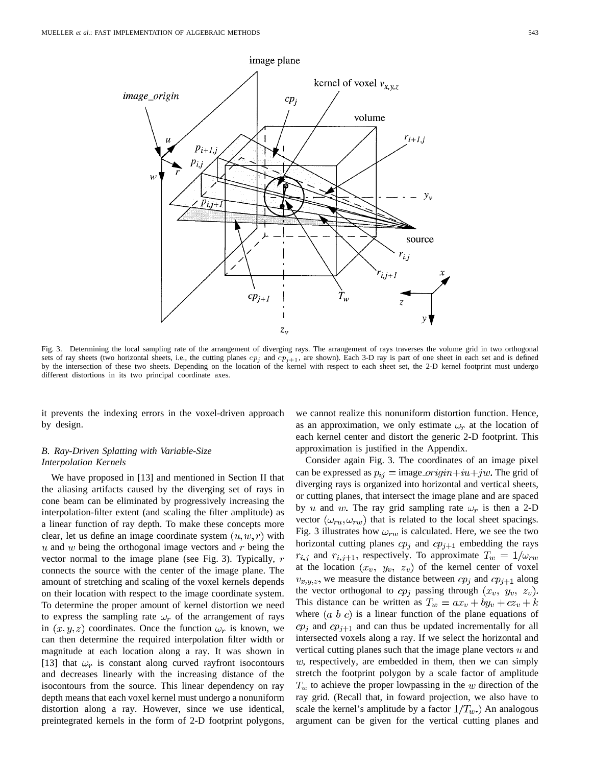Fig. 3. Determining the local sampling rate of the arrangement of diverging rays. The arrangement of rays traverses the volume grid in two orthogonal sets of ray sheets (two horizontal sheets, i.e., the cutting planes $cp_j$ and $cp_{j+1}$, are shown). Each 3-D ray is part of one sheet in each set and is defined by the intersection of these two sheets. Depending on the location of the kernel with respect to each sheet set, the 2-D kernel footprint must undergo different distortions in its two principal coordinate axes.

it prevents the indexing errors in the voxel-driven approach by design.

### *B. Ray-Driven Splatting with Variable-Size Interpolation Kernels*

We have proposed in [13] and mentioned in Section II that the aliasing artifacts caused by the diverging set of rays in cone beam can be eliminated by progressively increasing the interpolation-filter extent (and scaling the filter amplitude) as a linear function of ray depth. To make these concepts more clear, let us define an image coordinate system $(u, w, r)$ with $u$ and $w$ being the orthogonal image vectors and $r$ being the vector normal to the image plane (see Fig. 3). Typically, $r$ connects the source with the center of the image plane. The amount of stretching and scaling of the voxel kernels depends on their location with respect to the image coordinate system. To determine the proper amount of kernel distortion we need to express the sampling rate $\omega_r$ of the arrangement of rays in $(x, y, z)$ coordinates. Once the function $\omega_r$ is known, we can then determine the required interpolation filter width or magnitude at each location along a ray. It was shown in [13] that $\omega_r$ is constant along curved rayfront isocontours and decreases linearly with the increasing distance of the isocontours from the source. This linear dependency on ray depth means that each voxel kernel must undergo a nonuniform distortion along a ray. However, since we use identical, preintegrated kernels in the form of 2-D footprint polygons, we cannot realize this nonuniform distortion function. Hence, as an approximation, we only estimate $\omega_r$ at the location of each kernel center and distort the generic 2-D footprint. This approximation is justified in the Appendix.

Consider again Fig. 3. The coordinates of an image pixel can be expressed as $p_{ij} = \text{image\_}origin + iu + jw$. The grid of diverging rays is organized into horizontal and vertical sheets, or cutting planes, that intersect the image plane and are spaced by $u$ and $w$. The ray grid sampling rate $\omega_r$ is then a 2-D vector $(\omega_{ru}, \omega_{rw})$ that is related to the local sheet spacings. Fig. 3 illustrates how $\omega_{rw}$ is calculated. Here, we see the two horizontal cutting planes $cp_j$ and $cp_{j+1}$ embedding the rays $r_{i,j}$ and $r_{i,j+1}$, respectively. To approximate $T_w = 1/\omega_{rw}$ at the location $(x_v,\ y_v,\ z_v)$ of the kernel center of voxel $v_{x,y,z}$, we measure the distance between $cp_j$ and $cp_{j+1}$ along the vector orthogonal to $cp_j$ passing through $(x_v,\ y_v,\ z_v)$. This distance can be written as $T_w = ax_v + by_v + cz_v + k$ where $(a\ b\ c)$ is a linear function of the plane equations of $cp_j$ and $cp_{j+1}$ and can thus be updated incrementally for all intersected voxels along a ray. If we select the horizontal and vertical cutting planes such that the image plane vectors $u$ and $w$, respectively, are embedded in them, then we can simply stretch the footprint polygon by a scale factor of amplitude $T_w$ to achieve the proper lowpassing in the $w$ direction of the ray grid. (Recall that, in foward projection, we also have to scale the kernel's amplitude by a factor $1/T_w$.) An analogous argument can be given for the vertical cutting planes and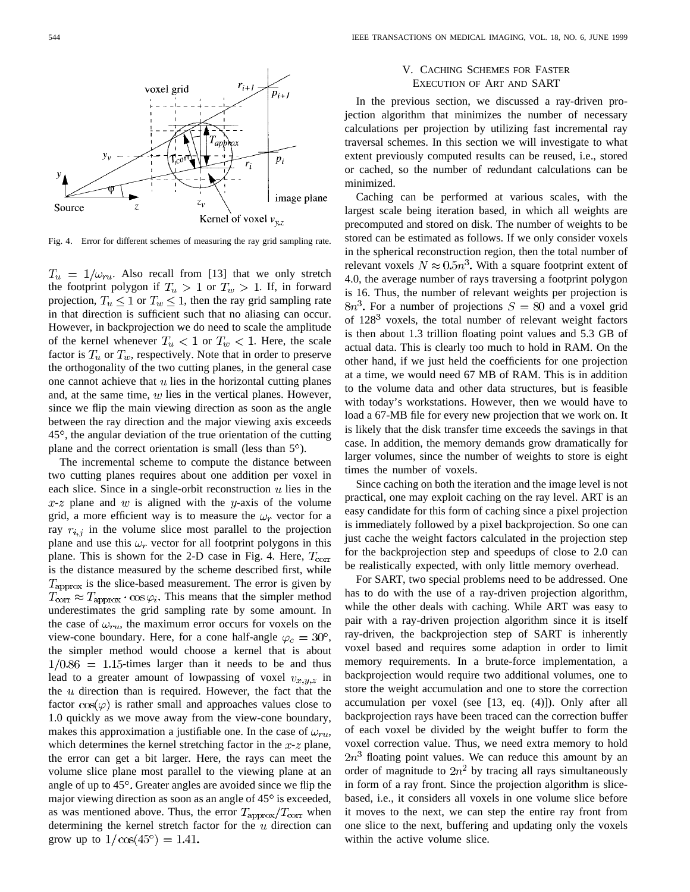Fig. 4. Error for different schemes of measuring the ray grid sampling rate.

$T_u = 1/\omega_{ru}$. Also recall from [13] that we only stretch the footprint polygon if $T_u > 1$ or $T_w > 1$. If, in forward projection, $T_u \leq 1$ or $T_w \leq 1$, then the ray grid sampling rate in that direction is sufficient such that no aliasing can occur. However, in backprojection we do need to scale the amplitude of the kernel whenever $T_u < 1$ or $T_w < 1$. Here, the scale factor is $T_u$ or $T_w$, respectively. Note that in order to preserve the orthogonality of the two cutting planes, in the general case one cannot achieve that $u$ lies in the horizontal cutting planes and, at the same time, $w$ lies in the vertical planes. However, since we flip the main viewing direction as soon as the angle between the ray direction and the major viewing axis exceeds 45°, the angular deviation of the true orientation of the cutting plane and the correct orientation is small (less than 5°).

The incremental scheme to compute the distance between two cutting planes requires about one addition per voxel in each slice. Since in a single-orbit reconstruction $u$ lies in the $x$-$z$ plane and $w$ is aligned with the $y$-axis of the volume grid, a more efficient way is to measure the $\omega_r$ vector for a ray $r_{i,j}$ in the volume slice most parallel to the projection plane and use this $\omega_r$ vector for all footprint polygons in this plane. This is shown for the 2-D case in Fig. 4. Here, $T_{\text{corr}}$ is the distance measured by the scheme described first, while $T_{\text{approx}}$ is the slice-based measurement. The error is given by $T_{\text{corr}} \approx T_{\text{approx}} \cdot \cos\varphi_i$. This means that the simpler method underestimates the grid sampling rate by some amount. In the case of $\omega_{rw}$, the maximum error occurs for voxels on the view-cone boundary. Here, for a cone half-angle $\varphi_c = 30°$, the simpler method would choose a kernel that is about $1/0.86 = 1.15$-times larger than it needs to be and thus lead to a greater amount of lowpassing of voxel $v_{x,y,z}$ in the $u$ direction than is required. However, the fact that the factor $\cos(\varphi)$ is rather small and approaches values close to 1.0 quickly as we move away from the view-cone boundary, makes this approximation a justifiable one. In the case of $\omega_{ru}$, which determines the kernel stretching factor in the $x$-$z$ plane, the error can get a bit larger. Here, the rays can meet the volume slice plane most parallel to the viewing plane at an angle of up to 45°. Greater angles are avoided since we flip the major viewing direction as soon as an angle of 45° is exceeded, as was mentioned above. Thus, the error $T_{\text{approx}}/T_{\text{corr}}$ when determining the kernel stretch factor for the $u$ direction can grow up to $1/\cos(45°) = 1.41$.

## V. Caching Schemes for Faster Execution of ART and SART

In the previous section, we discussed a ray-driven projection algorithm that minimizes the number of necessary calculations per projection by utilizing fast incremental ray traversal schemes. In this section we will investigate to what extent previously computed results can be reused, i.e., stored or cached, so the number of redundant calculations can be minimized.

Caching can be performed at various scales, with the largest scale being iteration based, in which all weights are precomputed and stored on disk. The number of weights to be stored can be estimated as follows. If we only consider voxels in the spherical reconstruction region, then the total number of relevant voxels $N \approx 0.5n^3$. With a square footprint extent of 4.0, the average number of rays traversing a footprint polygon is 16. Thus, the number of relevant weights per projection is $8n^3$. For a number of projections $S = 80$ and a voxel grid of $128^3$ voxels, the total number of relevant weight factors is then about 1.3 trillion floating point values and 5.3 GB of actual data. This is clearly too much to hold in RAM. On the other hand, if we just held the coefficients for one projection at a time, we would need 67 MB of RAM. This is in addition to the volume data and other data structures, but is feasible with today's workstations. However, then we would have to load a 67-MB file for every new projection that we work on. It is likely that the disk transfer time exceeds the savings in that case. In addition, the memory demands grow dramatically for larger volumes, since the number of weights to store is eight times the number of voxels.

Since caching on both the iteration and the image level is not practical, one may exploit caching on the ray level. ART is an easy candidate for this form of caching since a pixel projection is immediately followed by a pixel backprojection. So one can just cache the weight factors calculated in the projection step for the backprojection step and speedups of close to 2.0 can be realistically expected, with only little memory overhead.

For SART, two special problems need to be addressed. One has to do with the use of a ray-driven projection algorithm, while the other deals with caching. While ART was easy to pair with a ray-driven projection algorithm since it is itself ray-driven, the backprojection step of SART is inherently voxel based and requires some adaption in order to limit memory requirements. In a brute-force implementation, a backprojection would require two additional volumes, one to store the weight accumulation and one to store the correction accumulation per voxel (see [13, eq. (4)]). Only after all backprojection rays have been traced can the correction buffer of each voxel be divided by the weight buffer to form the voxel correction value. Thus, we need extra memory to hold $2n^3$ floating point values. We can reduce this amount by an order of magnitude to $2n^2$ by tracing all rays simultaneously in form of a ray front. Since the projection algorithm is slice-based, i.e., it considers all voxels in one volume slice before it moves to the next, we can step the entire ray front from one slice to the next, buffering and updating only the voxels within the active volume slice.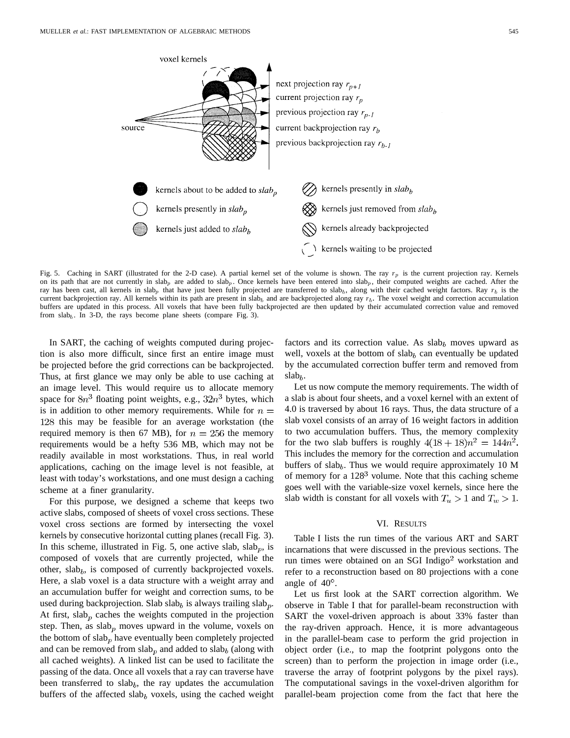Fig. 5. Caching in SART (illustrated for the 2-D case). A partial kernel set of the volume is shown. The ray $r_p$ is the current projection ray. Kernels on its path that are not currently in slab$_p$ are added to slab$_p$. Once kernels have been entered into slab$_p$, their computed weights are cached. After the ray has been cast, all kernels in slab$_p$ that have just been fully projected are transferred to slab$_b$, along with their cached weight factors. Ray $r_b$ is the current backprojection ray. All kernels within its path are present in slab$_b$ and are backprojected along ray $r_b$. The voxel weight and correction accumulation buffers are updated in this process. All voxels that have been fully backprojected are then updated by their accumulated correction value and removed from slab$_b$. In 3-D, the rays become plane sheets (compare Fig. 3).

In SART, the caching of weights computed during projection is also more difficult, since first an entire image must be projected before the grid corrections can be backprojected. Thus, at first glance we may only be able to use caching at an image level. This would require us to allocate memory space for $8n^3$ floating point weights, e.g., $32n^3$ bytes, which is in addition to other memory requirements. While for $n = 128$ this may be feasible for an average workstation (the required memory is then 67 MB), for $n = 256$ the memory requirements would be a hefty 536 MB, which may not be readily available in most workstations. Thus, in real world applications, caching on the image level is not feasible, at least with today's workstations, and one must design a caching scheme at a finer granularity.

For this purpose, we designed a scheme that keeps two active slabs, composed of sheets of voxel cross sections. These voxel cross sections are formed by intersecting the voxel kernels by consecutive horizontal cutting planes (recall Fig. 3). In this scheme, illustrated in Fig. 5, one active slab, slab$_p$, is composed of voxels that are currently projected, while the other, slab$_b$, is composed of currently backprojected voxels. Here, a slab voxel is a data structure with a weight array and an accumulation buffer for weight and correction sums, to be used during backprojection. Slab slab$_b$ is always trailing slab$_p$. At first, slab$_p$ caches the weights computed in the projection step. Then, as slab$_p$ moves upward in the volume, voxels on the bottom of slab$_p$ have eventually been completely projected and can be removed from slab$_p$ and added to slab$_b$ (along with all cached weights). A linked list can be used to facilitate the passing of the data. Once all voxels that a ray can traverse have been transferred to slab$_b$, the ray updates the accumulation buffers of the affected slab$_b$ voxels, using the cached weight factors and its correction value. As slab$_b$ moves upward as well, voxels at the bottom of slab$_b$ can eventually be updated by the accumulated correction buffer term and removed from slab$_b$.

Let us now compute the memory requirements. The width of a slab is about four sheets, and a voxel kernel with an extent of 4.0 is traversed by about 16 rays. Thus, the data structure of a slab voxel consists of an array of 16 weight factors in addition to two accumulation buffers. Thus, the memory complexity for the two slab buffers is roughly $4(18 + 18)n^2 = 144n^2$. This includes the memory for the correction and accumulation buffers of slab$_b$. Thus we would require approximately 10 M of memory for a $128^3$ volume. Note that this caching scheme goes well with the variable-size voxel kernels, since here the slab width is constant for all voxels with $T_u > 1$ and $T_w > 1$.

## VI. Results

Table I lists the run times of the various ART and SART incarnations that were discussed in the previous sections. The run times were obtained on an SGI Indigo[2] workstation and refer to a reconstruction based on 80 projections with a cone angle of 40°.

Let us first look at the SART correction algorithm. We observe in Table I that for parallel-beam reconstruction with SART the voxel-driven approach is about 33% faster than the ray-driven approach. Hence, it is more advantageous in the parallel-beam case to perform the grid projection in object order (i.e., to map the footprint polygons onto the screen) than to perform the projection in image order (i.e., traverse the array of footprint polygons by the pixel rays). The computational savings in the voxel-driven algorithm for parallel-beam projection come from the fact that here the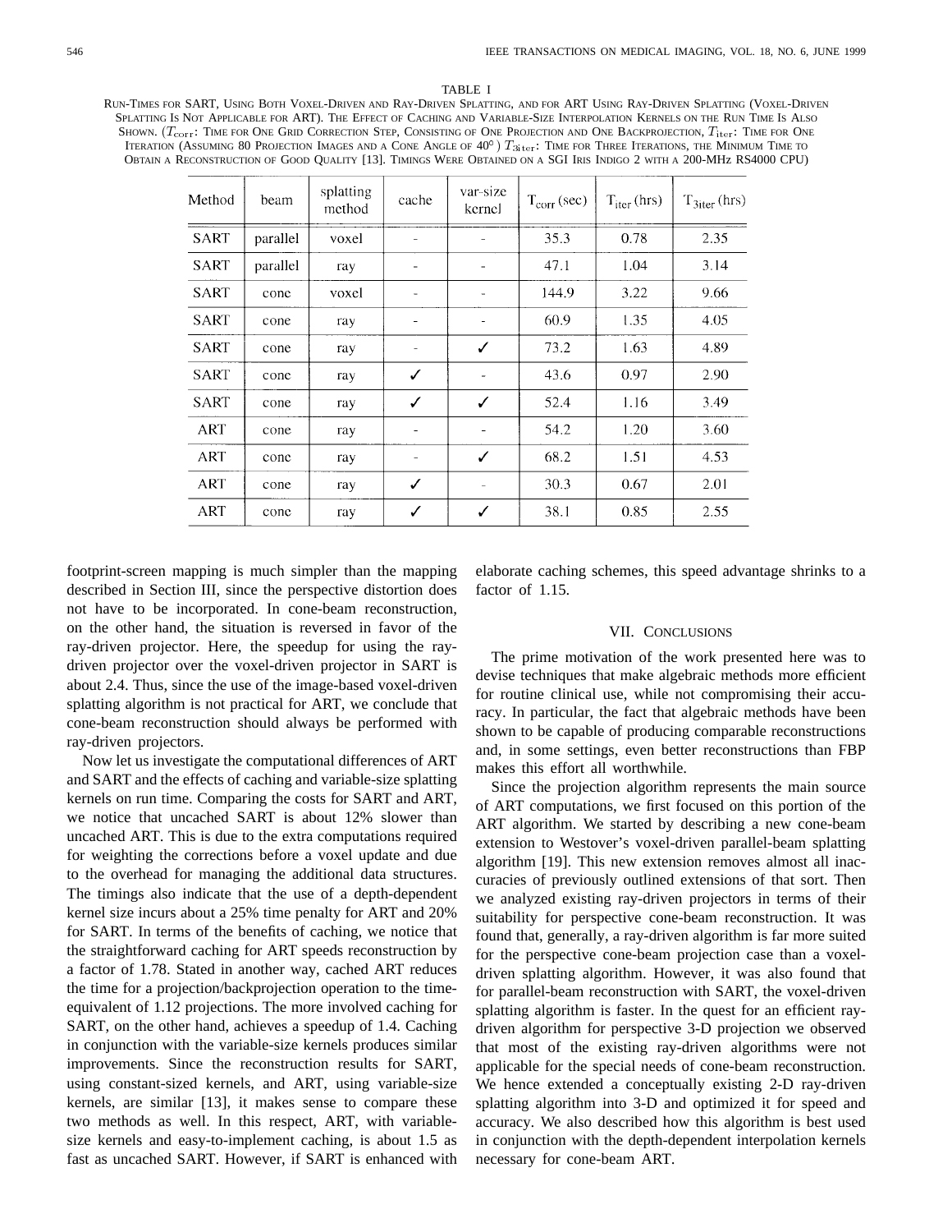TABLE I

RUN-TIMES FOR SART, USING BOTH VOXEL-DRIVEN AND RAY-DRIVEN SPLATTING, AND FOR ART USING RAY-DRIVEN SPLATTING (VOXEL-DRIVEN SPLATTING IS NOT APPLICABLE FOR ART). THE EFFECT OF CACHING AND VARIABLE-SIZE INTERPOLATION KERNELS ON THE RUN TIME IS ALSO SHOWN. ($T_{\rm corr}$: TIME FOR ONE GRID CORRECTION STEP, CONSISTING OF ONE PROJECTION AND ONE BACKPROJECTION, $T_{\rm iter}$: TIME FOR ONE ITERATION (ASSUMING 80 PROJECTION IMAGES AND A CONE ANGLE OF 40°) $T_{\rm 3iter}$: TIME FOR THREE ITERATIONS, THE MINIMUM TIME TO OBTAIN A RECONSTRUCTION OF GOOD QUALITY [13]. TIMINGS WERE OBTAINED ON A SGI IRIS INDIGO 2 WITH A 200-MHz RS4000 CPU)

| Method | beam | splatting method | cache | var-size kernel | $T_{\rm corr}$ (sec) | $T_{\rm iter}$ (hrs) | $T_{\rm 3iter}$ (hrs) |
|---|---|---|---|---|---|---|---|
| SART | parallel | voxel | - | - | 35.3 | 0.78 | 2.35 |
| SART | parallel | ray | - | - | 47.1 | 1.04 | 3.14 |
| SART | cone | voxel | - | - | 144.9 | 3.22 | 9.66 |
| SART | cone | ray | - | - | 60.9 | 1.35 | 4.05 |
| SART | cone | ray | - | ✓ | 73.2 | 1.63 | 4.89 |
| SART | cone | ray | ✓ | - | 43.6 | 0.97 | 2.90 |
| SART | cone | ray | ✓ | ✓ | 52.4 | 1.16 | 3.49 |
| ART | cone | ray | - | - | 54.2 | 1.20 | 3.60 |
| ART | cone | ray | - | ✓ | 68.2 | 1.51 | 4.53 |
| ART | cone | ray | ✓ | - | 30.3 | 0.67 | 2.01 |
| ART | cone | ray | ✓ | ✓ | 38.1 | 0.85 | 2.55 |

footprint-screen mapping is much simpler than the mapping described in Section III, since the perspective distortion does not have to be incorporated. In cone-beam reconstruction, on the other hand, the situation is reversed in favor of the ray-driven projector. Here, the speedup for using the ray-driven projector over the voxel-driven projector in SART is about 2.4. Thus, since the use of the image-based voxel-driven splatting algorithm is not practical for ART, we conclude that cone-beam reconstruction should always be performed with ray-driven projectors.

Now let us investigate the computational differences of ART and SART and the effects of caching and variable-size splatting kernels on run time. Comparing the costs for SART and ART, we notice that uncached SART is about 12% slower than uncached ART. This is due to the extra computations required for weighting the corrections before a voxel update and due to the overhead for managing the additional data structures. The timings also indicate that the use of a depth-dependent kernel size incurs about a 25% time penalty for ART and 20% for SART. In terms of the benefits of caching, we notice that the straightforward caching for ART speeds reconstruction by a factor of 1.78. Stated in another way, cached ART reduces the time for a projection/backprojection operation to the time-equivalent of 1.12 projections. The more involved caching for SART, on the other hand, achieves a speedup of 1.4. Caching in conjunction with the variable-size kernels produces similar improvements. Since the reconstruction results for SART, using constant-sized kernels, and ART, using variable-size kernels, are similar [13], it makes sense to compare these two methods as well. In this respect, ART, with variable-size kernels and easy-to-implement caching, is about 1.5 as fast as uncached SART. However, if SART is enhanced with elaborate caching schemes, this speed advantage shrinks to a factor of 1.15.

## VII. CONCLUSIONS

The prime motivation of the work presented here was to devise techniques that make algebraic methods more efficient for routine clinical use, while not compromising their accuracy. In particular, the fact that algebraic methods have been shown to be capable of producing comparable reconstructions and, in some settings, even better reconstructions than FBP makes this effort all worthwhile.

Since the projection algorithm represents the main source of ART computations, we first focused on this portion of the ART algorithm. We started by describing a new cone-beam extension to Westover's voxel-driven parallel-beam splatting algorithm [19]. This new extension removes almost all inaccuracies of previously outlined extensions of that sort. Then we analyzed existing ray-driven projectors in terms of their suitability for perspective cone-beam reconstruction. It was found that, generally, a ray-driven algorithm is far more suited for the perspective cone-beam projection case than a voxel-driven splatting algorithm. However, it was also found that for parallel-beam reconstruction with SART, the voxel-driven splatting algorithm is faster. In the quest for an efficient ray-driven algorithm for perspective 3-D projection we observed that most of the existing ray-driven algorithms were not applicable for the special needs of cone-beam reconstruction. We hence extended a conceptually existing 2-D ray-driven splatting algorithm into 3-D and optimized it for speed and accuracy. We also described how this algorithm is best used in conjunction with the depth-dependent interpolation kernels necessary for cone-beam ART.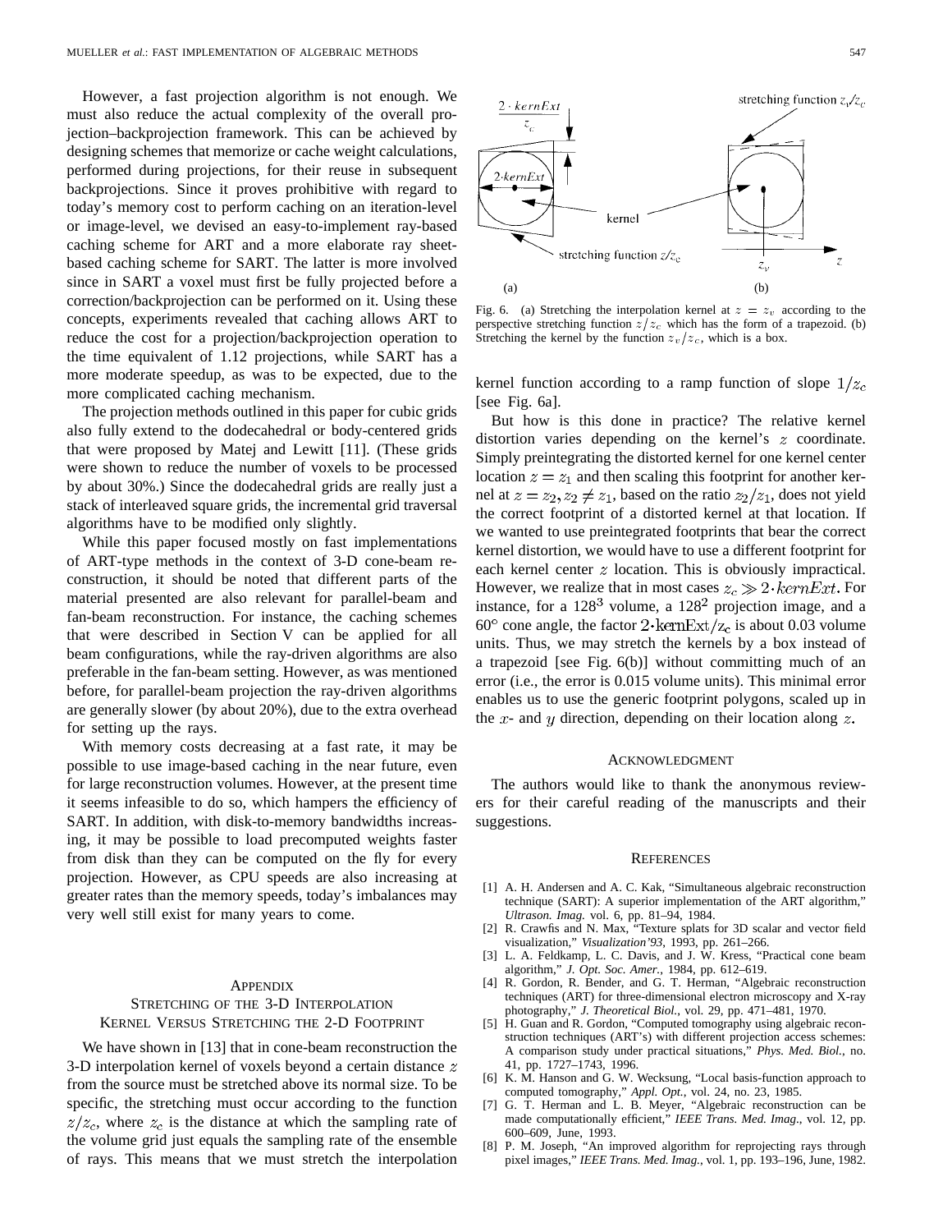However, a fast projection algorithm is not enough. We must also reduce the actual complexity of the overall projection–backprojection framework. This can be achieved by designing schemes that memorize or cache weight calculations, performed during projections, for their reuse in subsequent backprojections. Since it proves prohibitive with regard to today's memory cost to perform caching on an iteration-level or image-level, we devised an easy-to-implement ray-based caching scheme for ART and a more elaborate ray sheet-based caching scheme for SART. The latter is more involved since in SART a voxel must first be fully projected before a correction/backprojection can be performed on it. Using these concepts, experiments revealed that caching allows ART to reduce the cost for a projection/backprojection operation to the time equivalent of 1.12 projections, while SART has a more moderate speedup, as was to be expected, due to the more complicated caching mechanism.

The projection methods outlined in this paper for cubic grids also fully extend to the dodecahedral or body-centered grids that were proposed by Matej and Lewitt [11]. (These grids were shown to reduce the number of voxels to be processed by about 30%.) Since the dodecahedral grids are really just a stack of interleaved square grids, the incremental grid traversal algorithms have to be modified only slightly.

While this paper focused mostly on fast implementations of ART-type methods in the context of 3-D cone-beam reconstruction, it should be noted that different parts of the material presented are also relevant for parallel-beam and fan-beam reconstruction. For instance, the caching schemes that were described in Section V can be applied for all beam configurations, while the ray-driven algorithms are also preferable in the fan-beam setting. However, as was mentioned before, for parallel-beam projection the ray-driven algorithms are generally slower (by about 20%), due to the extra overhead for setting up the rays.

With memory costs decreasing at a fast rate, it may be possible to use image-based caching in the near future, even for large reconstruction volumes. However, at the present time it seems infeasible to do so, which hampers the efficiency of SART. In addition, with disk-to-memory bandwidths increasing, it may be possible to load precomputed weights faster from disk than they can be computed on the fly for every projection. However, as CPU speeds are also increasing at greater rates than the memory speeds, today's imbalances may very well still exist for many years to come.

## Appendix
## Stretching of the 3-D Interpolation Kernel Versus Stretching the 2-D Footprint

We have shown in [13] that in cone-beam reconstruction the 3-D interpolation kernel of voxels beyond a certain distance $z$ from the source must be stretched above its normal size. To be specific, the stretching must occur according to the function $z/z_c$, where $z_c$ is the distance at which the sampling rate of the volume grid just equals the sampling rate of the ensemble of rays. This means that we must stretch the interpolation kernel function according to a ramp function of slope $1/z_c$ [see Fig. 6a].

Fig. 6. (a) Stretching the interpolation kernel at $z = z_v$ according to the perspective stretching function $z/z_c$ which has the form of a trapezoid. (b) Stretching the kernel by the function $z_v/z_c$, which is a box.

But how is this done in practice? The relative kernel distortion varies depending on the kernel's $z$ coordinate. Simply preintegrating the distorted kernel for one kernel center location $z = z_1$ and then scaling this footprint for another kernel at $z = z_2, z_2 \neq z_1$, based on the ratio $z_2/z_1$, does not yield the correct footprint of a distorted kernel at that location. If we wanted to use preintegrated footprints that bear the correct kernel distortion, we would have to use a different footprint for each kernel center $z$ location. This is obviously impractical. However, we realize that in most cases $z_c \gg 2 \cdot kernExt$. For instance, for a $128^3$ volume, a $128^2$ projection image, and a 60° cone angle, the factor $2 \cdot \text{kernExt}/z_c$ is about 0.03 volume units. Thus, we may stretch the kernels by a box instead of a trapezoid [see Fig 6(b)] without committing much of an error (i.e., the error is 0.015 volume units). This minimal error enables us to use the generic footprint polygons, scaled up in the $x$- and $y$ direction, depending on their location along $z$.

## Acknowledgment

The authors would like to thank the anonymous reviewers for their careful reading of the manuscripts and their suggestions.

## References

[1] A. H. Andersen and A. C. Kak, "Simultaneous algebraic reconstruction technique (SART): A superior implementation of the ART algorithm," *Ultrason. Imag.* vol. 6, pp. 81–94, 1984.

[2] R. Crawfis and N. Max, "Texture splats for 3D scalar and vector field visualization," *Visualization'93*, 1993, pp. 261–266.

[3] L. A. Feldkamp, L. C. Davis, and J. W. Kress, "Practical cone beam algorithm," *J. Opt. Soc. Amer.*, 1984, pp. 612–619.

[4] R. Gordon, R. Bender, and G. T. Herman, "Algebraic reconstruction techniques (ART) for three-dimensional electron microscopy and X-ray photography," *J. Theoretical Biol.*, vol. 29, pp. 471–481, 1970.

[5] H. Guan and R. Gordon, "Computed tomography using algebraic reconstruction techniques (ART's) with different projection access schemes: A comparison study under practical situations," *Phys. Med. Biol.*, no. 41, pp. 1727–1743, 1996.

[6] K. M. Hanson and G. W. Wecksung, "Local basis-function approach to computed tomography," *Appl. Opt.*, vol. 24, no. 23, 1985.

[7] G. T. Herman and L. B. Meyer, "Algebraic reconstruction can be made computationally efficient," *IEEE Trans. Med. Imag.*, vol. 12, pp. 600–609, June, 1993.

[8] P. M. Joseph, "An improved algorithm for reprojecting rays through pixel images," *IEEE Trans. Med. Imag.*, vol. 1, pp. 193–196, June, 1982.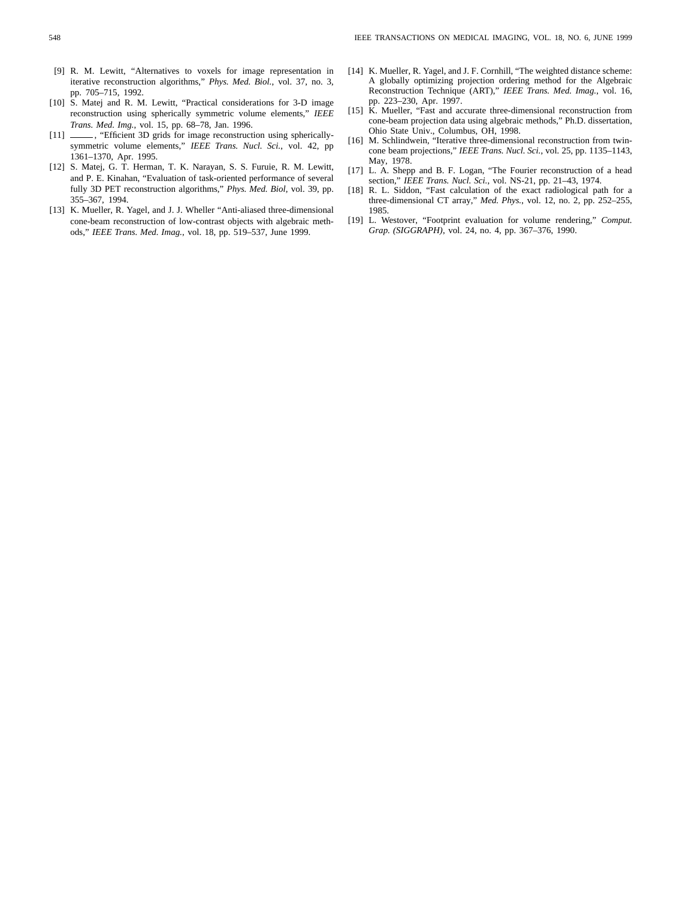[9] R. M. Lewitt, "Alternatives to voxels for image representation in iterative reconstruction algorithms," *Phys. Med. Biol.*, vol. 37, no. 3, pp. 705–715, 1992.

[10] S. Matej and R. M. Lewitt, "Practical considerations for 3-D image reconstruction using spherically symmetric volume elements," *IEEE Trans. Med. Img.*, vol. 15, pp. 68–78, Jan. 1996.

[11] ——, "Efficient 3D grids for image reconstruction using spherically-symmetric volume elements," *IEEE Trans. Nucl. Sci.*, vol. 42, pp 1361–1370, Apr. 1995.

[12] S. Matej, G. T. Herman, T. K. Narayan, S. S. Furuie, R. M. Lewitt, and P. E. Kinahan, "Evaluation of task-oriented performance of several fully 3D PET reconstruction algorithms," *Phys. Med. Biol*, vol. 39, pp. 355–367, 1994.

[13] K. Mueller, R. Yagel, and J. J. Wheller "Anti-aliased three-dimensional cone-beam reconstruction of low-contrast objects with algebraic methods," *IEEE Trans. Med. Imag.*, vol. 18, pp. 519–537, June 1999.

[14] K. Mueller, R. Yagel, and J. F. Cornhill, "The weighted distance scheme: A globally optimizing projection ordering method for the Algebraic Reconstruction Technique (ART)," *IEEE Trans. Med. Imag.*, vol. 16, pp. 223–230, Apr. 1997.

[15] K. Mueller, "Fast and accurate three-dimensional reconstruction from cone-beam projection data using algebraic methods," Ph.D. dissertation, Ohio State Univ., Columbus, OH, 1998.

[16] M. Schlindwein, "Iterative three-dimensional reconstruction from twin-cone beam projections," *IEEE Trans. Nucl. Sci.*, vol. 25, pp. 1135–1143, May, 1978.

[17] L. A. Shepp and B. F. Logan, "The Fourier reconstruction of a head section," *IEEE Trans. Nucl. Sci.*, vol. NS-21, pp. 21–43, 1974.

[18] R. L. Siddon, "Fast calculation of the exact radiological path for a three-dimensional CT array," *Med. Phys.*, vol. 12, no. 2, pp. 252–255, 1985.

[19] L. Westover, "Footprint evaluation for volume rendering," *Comput. Grap. (SIGGRAPH)*, vol. 24, no. 4, pp. 367–376, 1990.